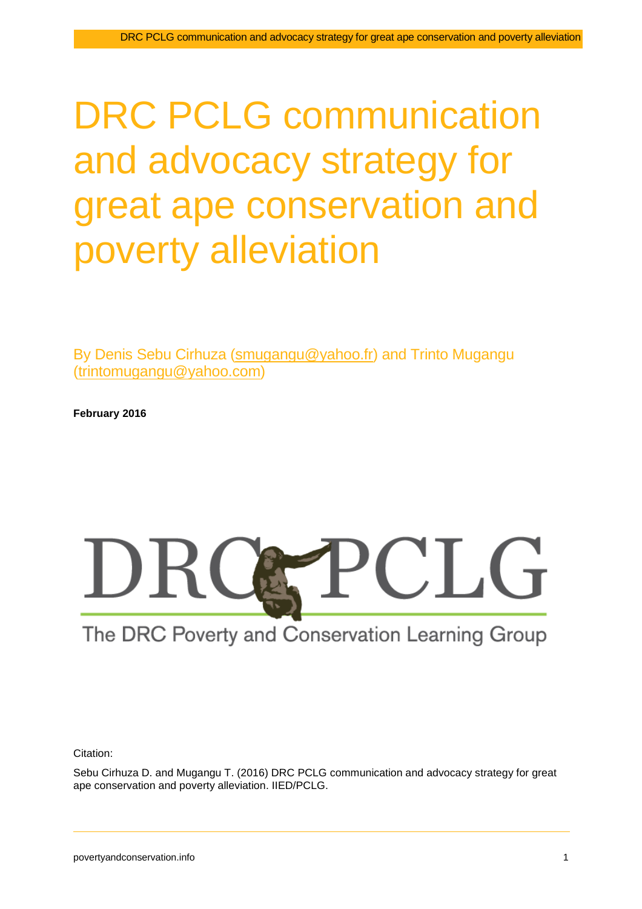# DRC PCLG communication and advocacy strategy for great ape conservation and poverty alleviation

By Denis Sebu Cirhuza (smugangu@yahoo.fr) and Trinto Mugangu (trintomugangu@yahoo.com)

**February 2016**

DRC PCLG

The DRC Poverty and Conservation Learning Group

Citation:

Sebu Cirhuza D. and Mugangu T. (2016) DRC PCLG communication and advocacy strategy for great ape conservation and poverty alleviation. IIED/PCLG.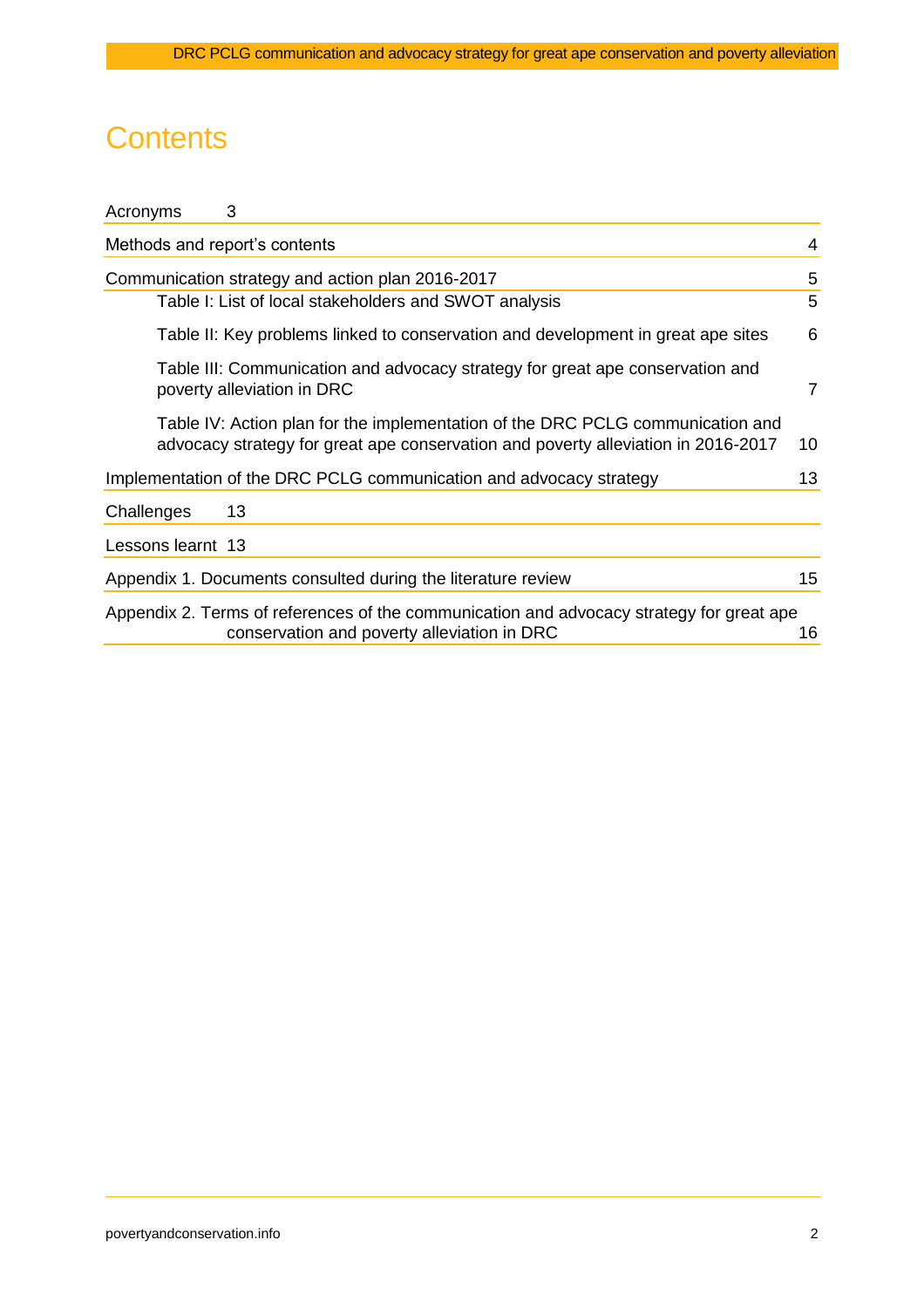# Contents

| | |
|---|---|
| Acronyms | 3 |
| Methods and report's contents | 4 |
| Communication strategy and action plan 2016-2017 | 5 |
| Table I: List of local stakeholders and SWOT analysis | 5 |
| Table II: Key problems linked to conservation and development in great ape sites | 6 |
| Table III: Communication and advocacy strategy for great ape conservation and poverty alleviation in DRC | 7 |
| Table IV: Action plan for the implementation of the DRC PCLG communication and advocacy strategy for great ape conservation and poverty alleviation in 2016-2017 | 10 |
| Implementation of the DRC PCLG communication and advocacy strategy | 13 |
| Challenges | 13 |
| Lessons learnt | 13 |
| Appendix 1. Documents consulted during the literature review | 15 |
| Appendix 2. Terms of references of the communication and advocacy strategy for great ape conservation and poverty alleviation in DRC | 16 |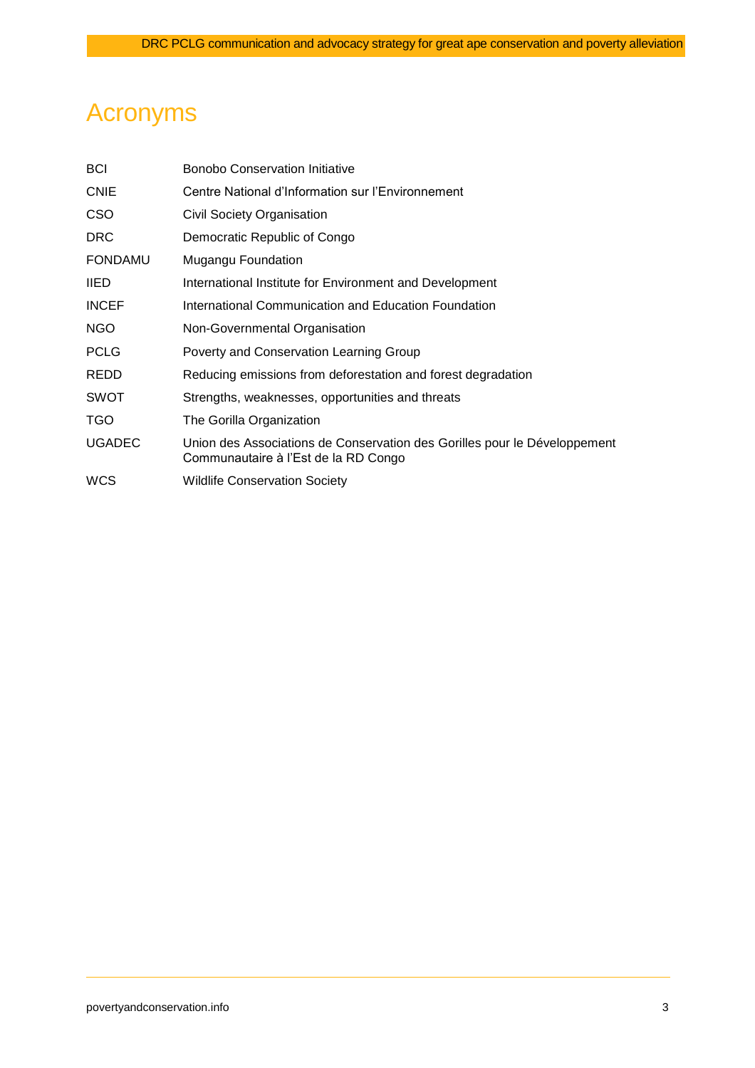# Acronyms

| | |
|---|---|
| BCI | Bonobo Conservation Initiative |
| CNIE | Centre National d'Information sur l'Environnement |
| CSO | Civil Society Organisation |
| DRC | Democratic Republic of Congo |
| FONDAMU | Mugangu Foundation |
| IIED | International Institute for Environment and Development |
| INCEF | International Communication and Education Foundation |
| NGO | Non-Governmental Organisation |
| PCLG | Poverty and Conservation Learning Group |
| REDD | Reducing emissions from deforestation and forest degradation |
| SWOT | Strengths, weaknesses, opportunities and threats |
| TGO | The Gorilla Organization |
| UGADEC | Union des Associations de Conservation des Gorilles pour le Développement Communautaire à l'Est de la RD Congo |
| WCS | Wildlife Conservation Society |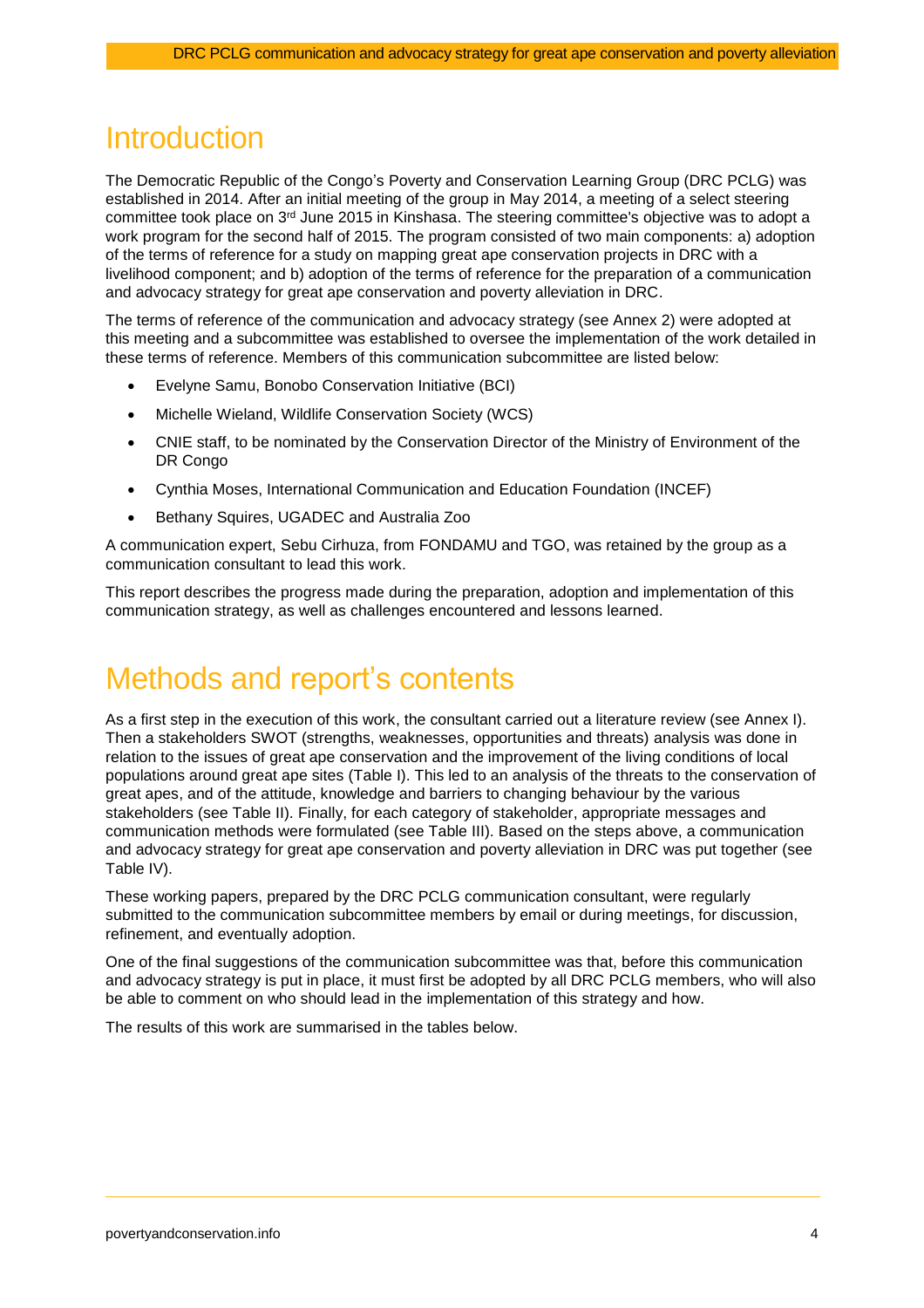# Introduction

The Democratic Republic of the Congo's Poverty and Conservation Learning Group (DRC PCLG) was established in 2014. After an initial meeting of the group in May 2014, a meeting of a select steering committee took place on 3rd June 2015 in Kinshasa. The steering committee's objective was to adopt a work program for the second half of 2015. The program consisted of two main components: a) adoption of the terms of reference for a study on mapping great ape conservation projects in DRC with a livelihood component; and b) adoption of the terms of reference for the preparation of a communication and advocacy strategy for great ape conservation and poverty alleviation in DRC.

The terms of reference of the communication and advocacy strategy (see Annex 2) were adopted at this meeting and a subcommittee was established to oversee the implementation of the work detailed in these terms of reference. Members of this communication subcommittee are listed below:

- Evelyne Samu, Bonobo Conservation Initiative (BCI)
- Michelle Wieland, Wildlife Conservation Society (WCS)
- CNIE staff, to be nominated by the Conservation Director of the Ministry of Environment of the DR Congo
- Cynthia Moses, International Communication and Education Foundation (INCEF)
- Bethany Squires, UGADEC and Australia Zoo

A communication expert, Sebu Cirhuza, from FONDAMU and TGO, was retained by the group as a communication consultant to lead this work.

This report describes the progress made during the preparation, adoption and implementation of this communication strategy, as well as challenges encountered and lessons learned.

# Methods and report's contents

As a first step in the execution of this work, the consultant carried out a literature review (see Annex I). Then a stakeholders SWOT (strengths, weaknesses, opportunities and threats) analysis was done in relation to the issues of great ape conservation and the improvement of the living conditions of local populations around great ape sites (Table I). This led to an analysis of the threats to the conservation of great apes, and of the attitude, knowledge and barriers to changing behaviour by the various stakeholders (see Table II). Finally, for each category of stakeholder, appropriate messages and communication methods were formulated (see Table III). Based on the steps above, a communication and advocacy strategy for great ape conservation and poverty alleviation in DRC was put together (see Table IV).

These working papers, prepared by the DRC PCLG communication consultant, were regularly submitted to the communication subcommittee members by email or during meetings, for discussion, refinement, and eventually adoption.

One of the final suggestions of the communication subcommittee was that, before this communication and advocacy strategy is put in place, it must first be adopted by all DRC PCLG members, who will also be able to comment on who should lead in the implementation of this strategy and how.

The results of this work are summarised in the tables below.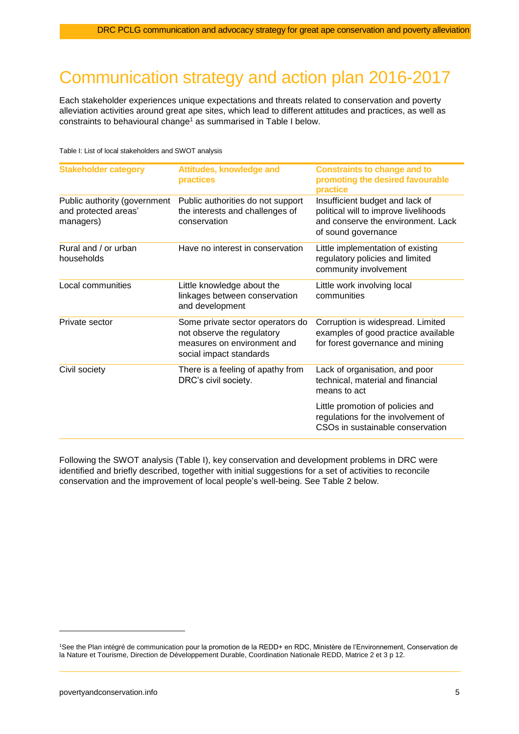# Communication strategy and action plan 2016-2017

Each stakeholder experiences unique expectations and threats related to conservation and poverty alleviation activities around great ape sites, which lead to different attitudes and practices, as well as constraints to behavioural change[1] as summarised in Table I below.

Table I: List of local stakeholders and SWOT analysis

| Stakeholder category | Attitudes, knowledge and practices | Constraints to change and to promoting the desired favourable practice |
|---|---|---|
| Public authority (government and protected areas' managers) | Public authorities do not support the interests and challenges of conservation | Insufficient budget and lack of political will to improve livelihoods and conserve the environment. Lack of sound governance |
| Rural and / or urban households | Have no interest in conservation | Little implementation of existing regulatory policies and limited community involvement |
| Local communities | Little knowledge about the linkages between conservation and development | Little work involving local communities |
| Private sector | Some private sector operators do not observe the regulatory measures on environment and social impact standards | Corruption is widespread. Limited examples of good practice available for forest governance and mining |
| Civil society | There is a feeling of apathy from DRC's civil society. | Lack of organisation, and poor technical, material and financial means to act<br><br>Little promotion of policies and regulations for the involvement of CSOs in sustainable conservation |

Following the SWOT analysis (Table I), key conservation and development problems in DRC were identified and briefly described, together with initial suggestions for a set of activities to reconcile conservation and the improvement of local people's well-being. See Table 2 below.

[1]See the Plan intégré de communication pour la promotion de la REDD+ en RDC, Ministère de l'Environnement, Conservation de la Nature et Tourisme, Direction de Développement Durable, Coordination Nationale REDD, Matrice 2 et 3 p 12.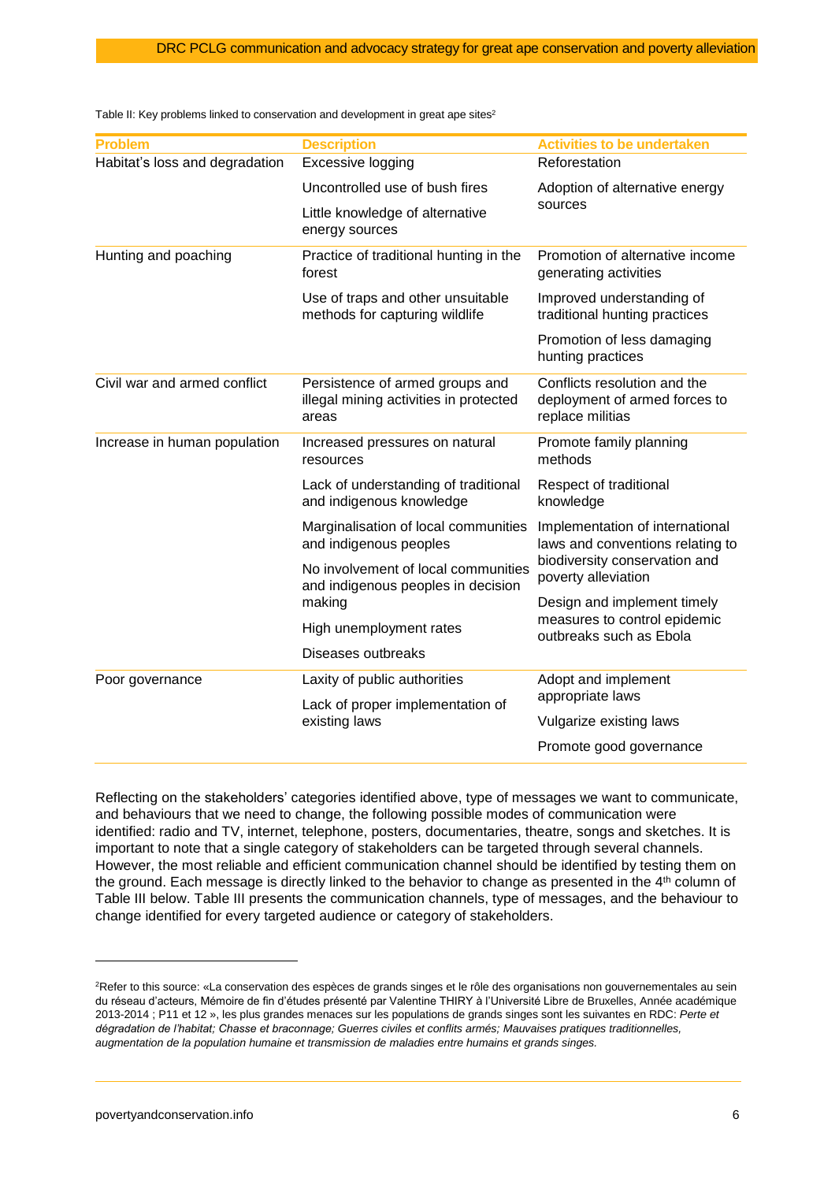Table II: Key problems linked to conservation and development in great ape sites[2]

| Problem | Description | Activities to be undertaken |
|---|---|---|
| Habitat's loss and degradation | Excessive logging | Reforestation |
| | Uncontrolled use of bush fires | Adoption of alternative energy sources |
| | Little knowledge of alternative energy sources | |
| Hunting and poaching | Practice of traditional hunting in the forest | Promotion of alternative income generating activities |
| | Use of traps and other unsuitable methods for capturing wildlife | Improved understanding of traditional hunting practices |
| | | Promotion of less damaging hunting practices |
| Civil war and armed conflict | Persistence of armed groups and illegal mining activities in protected areas | Conflicts resolution and the deployment of armed forces to replace militias |
| Increase in human population | Increased pressures on natural resources | Promote family planning methods |
| | Lack of understanding of traditional and indigenous knowledge | Respect of traditional knowledge |
| | Marginalisation of local communities and indigenous peoples | Implementation of international laws and conventions relating to biodiversity conservation and poverty alleviation |
| | No involvement of local communities and indigenous peoples in decision making | |
| | High unemployment rates | Design and implement timely measures to control epidemic outbreaks such as Ebola |
| | Diseases outbreaks | |
| Poor governance | Laxity of public authorities | Adopt and implement appropriate laws |
| | Lack of proper implementation of existing laws | Vulgarize existing laws |
| | | Promote good governance |

Reflecting on the stakeholders' categories identified above, type of messages we want to communicate, and behaviours that we need to change, the following possible modes of communication were identified: radio and TV, internet, telephone, posters, documentaries, theatre, songs and sketches. It is important to note that a single category of stakeholders can be targeted through several channels. However, the most reliable and efficient communication channel should be identified by testing them on the ground. Each message is directly linked to the behavior to change as presented in the 4th column of Table III below. Table III presents the communication channels, type of messages, and the behaviour to change identified for every targeted audience or category of stakeholders.

[2]Refer to this source: «La conservation des espèces de grands singes et le rôle des organisations non gouvernementales au sein du réseau d'acteurs, Mémoire de fin d'études présenté par Valentine THIRY à l'Université Libre de Bruxelles, Année académique 2013-2014 ; P11 et 12 », les plus grandes menaces sur les populations de grands singes sont les suivantes en RDC: *Perte et dégradation de l'habitat; Chasse et braconnage; Guerres civiles et conflits armés; Mauvaises pratiques traditionnelles, augmentation de la population humaine et transmission de maladies entre humains et grands singes.*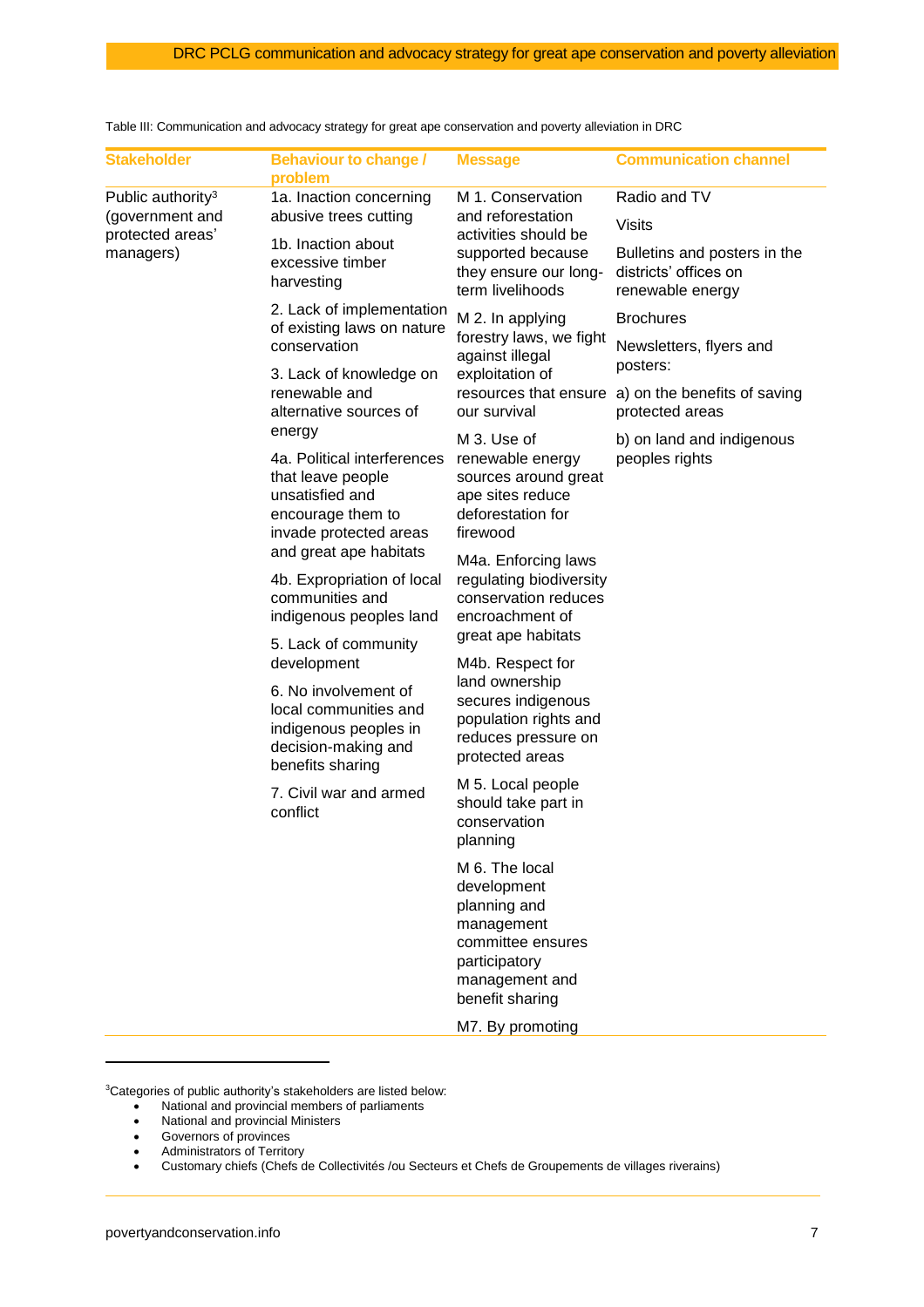Table III: Communication and advocacy strategy for great ape conservation and poverty alleviation in DRC

| Stakeholder | Behaviour to change / problem | Message | Communication channel |
|---|---|---|---|
| Public authority[3] (government and protected areas' managers) | 1a. Inaction concerning abusive trees cutting<br>1b. Inaction about excessive timber harvesting<br>2. Lack of implementation of existing laws on nature conservation<br>3. Lack of knowledge on renewable and alternative sources of energy<br>4a. Political interferences that leave people unsatisfied and encourage them to invade protected areas and great ape habitats<br>4b. Expropriation of local communities and indigenous peoples land<br>5. Lack of community development<br>6. No involvement of local communities and indigenous peoples in decision-making and benefits sharing<br>7. Civil war and armed conflict | M 1. Conservation and reforestation activities should be supported because they ensure our long-term livelihoods<br>M 2. In applying forestry laws, we fight against illegal exploitation of resources that ensure our survival<br>M 3. Use of renewable energy sources around great ape sites reduce deforestation for firewood<br>M4a. Enforcing laws regulating biodiversity conservation reduces encroachment of great ape habitats<br>M4b. Respect for land ownership secures indigenous population rights and reduces pressure on protected areas<br>M 5. Local people should take part in conservation planning<br>M 6. The local development planning and management committee ensures participatory management and benefit sharing<br>M7. By promoting | Radio and TV<br>Visits<br>Bulletins and posters in the districts' offices on renewable energy<br>Brochures<br>Newsletters, flyers and posters:<br>a) on the benefits of saving protected areas<br>b) on land and indigenous peoples rights |

[3]Categories of public authority's stakeholders are listed below:

- National and provincial members of parliaments
- National and provincial Ministers
- Governors of provinces
- Administrators of Territory
- Customary chiefs (Chefs de Collectivités /ou Secteurs et Chefs de Groupements de villages riverains)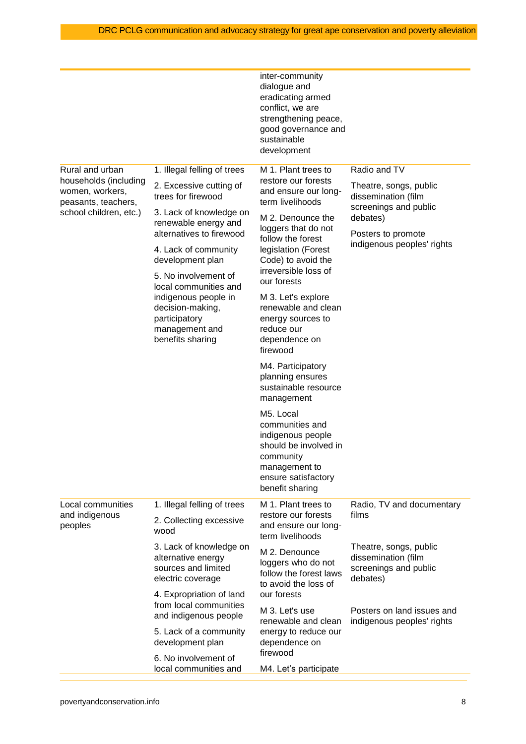| | | | |
|---|---|---|---|
| | | inter-community dialogue and eradicating armed conflict, we are strengthening peace, good governance and sustainable development | |
| Rural and urban households (including women, workers, peasants, teachers, school children, etc.) | 1. Illegal felling of trees<br>2. Excessive cutting of trees for firewood<br>3. Lack of knowledge on renewable energy and alternatives to firewood<br>4. Lack of community development plan<br>5. No involvement of local communities and indigenous people in decision-making, participatory management and benefits sharing | M 1. Plant trees to restore our forests and ensure our long-term livelihoods<br>M 2. Denounce the loggers that do not follow the forest legislation (Forest Code) to avoid the irreversible loss of our forests<br>M 3. Let's explore renewable and clean energy sources to reduce our dependence on firewood<br>M4. Participatory planning ensures sustainable resource management<br>M5. Local communities and indigenous people should be involved in community management to ensure satisfactory benefit sharing | Radio and TV<br>Theatre, songs, public dissemination (film screenings and public debates)<br>Posters to promote indigenous peoples' rights |
| Local communities and indigenous peoples | 1. Illegal felling of trees<br>2. Collecting excessive wood<br>3. Lack of knowledge on alternative energy sources and limited electric coverage<br>4. Expropriation of land from local communities and indigenous people<br>5. Lack of a community development plan<br>6. No involvement of local communities and | M 1. Plant trees to restore our forests and ensure our long-term livelihoods<br>M 2. Denounce loggers who do not follow the forest laws to avoid the loss of our forests<br>M 3. Let's use renewable and clean energy to reduce our dependence on firewood<br>M4. Let's participate | Radio, TV and documentary films<br>Theatre, songs, public dissemination (film screenings and public debates)<br>Posters on land issues and indigenous peoples' rights |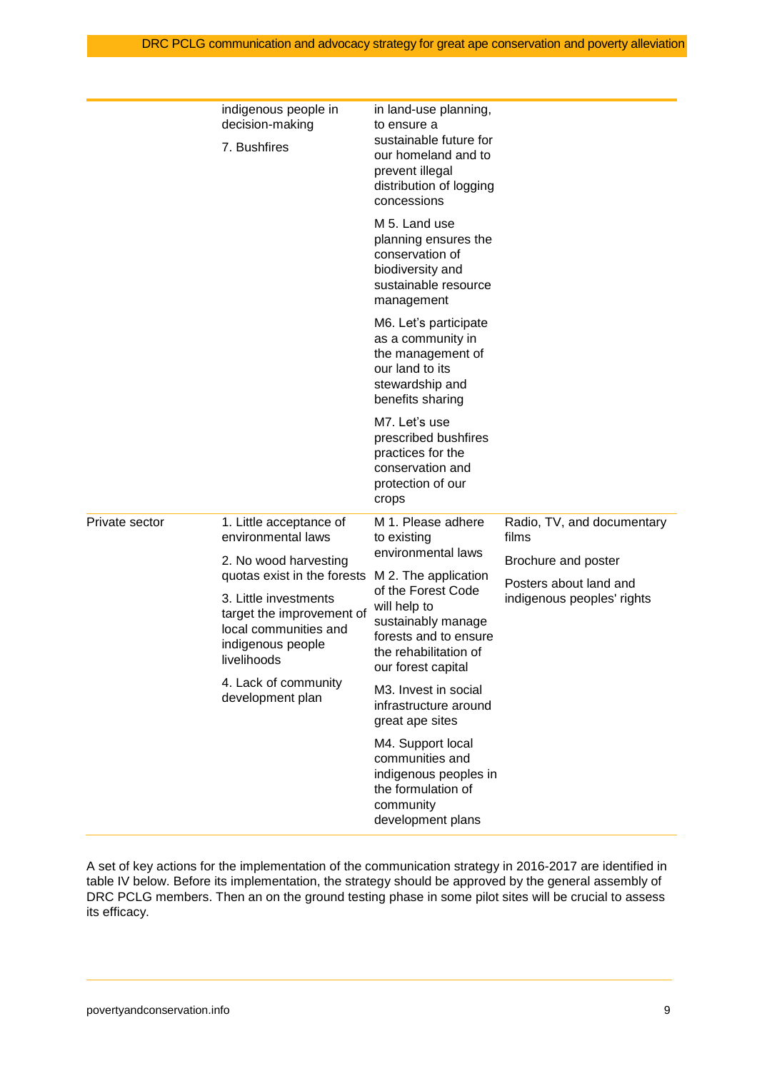| | | | |
|---|---|---|---|
| | indigenous people in decision-making<br>7. Bushfires | in land-use planning, to ensure a sustainable future for our homeland and to prevent illegal distribution of logging concessions<br>M 5. Land use planning ensures the conservation of biodiversity and sustainable resource management<br>M6. Let's participate as a community in the management of our land to its stewardship and benefits sharing<br>M7. Let's use prescribed bushfires practices for the conservation and protection of our crops | |
| Private sector | 1. Little acceptance of environmental laws<br>2. No wood harvesting quotas exist in the forests<br>3. Little investments target the improvement of local communities and indigenous people livelihoods<br>4. Lack of community development plan | M 1. Please adhere to existing environmental laws<br>M 2. The application of the Forest Code will help to sustainably manage forests and to ensure the rehabilitation of our forest capital<br>M3. Invest in social infrastructure around great ape sites<br>M4. Support local communities and indigenous peoples in the formulation of community development plans | Radio, TV, and documentary films<br>Brochure and poster<br>Posters about land and indigenous peoples' rights |

A set of key actions for the implementation of the communication strategy in 2016-2017 are identified in table IV below. Before its implementation, the strategy should be approved by the general assembly of DRC PCLG members. Then an on the ground testing phase in some pilot sites will be crucial to assess its efficacy.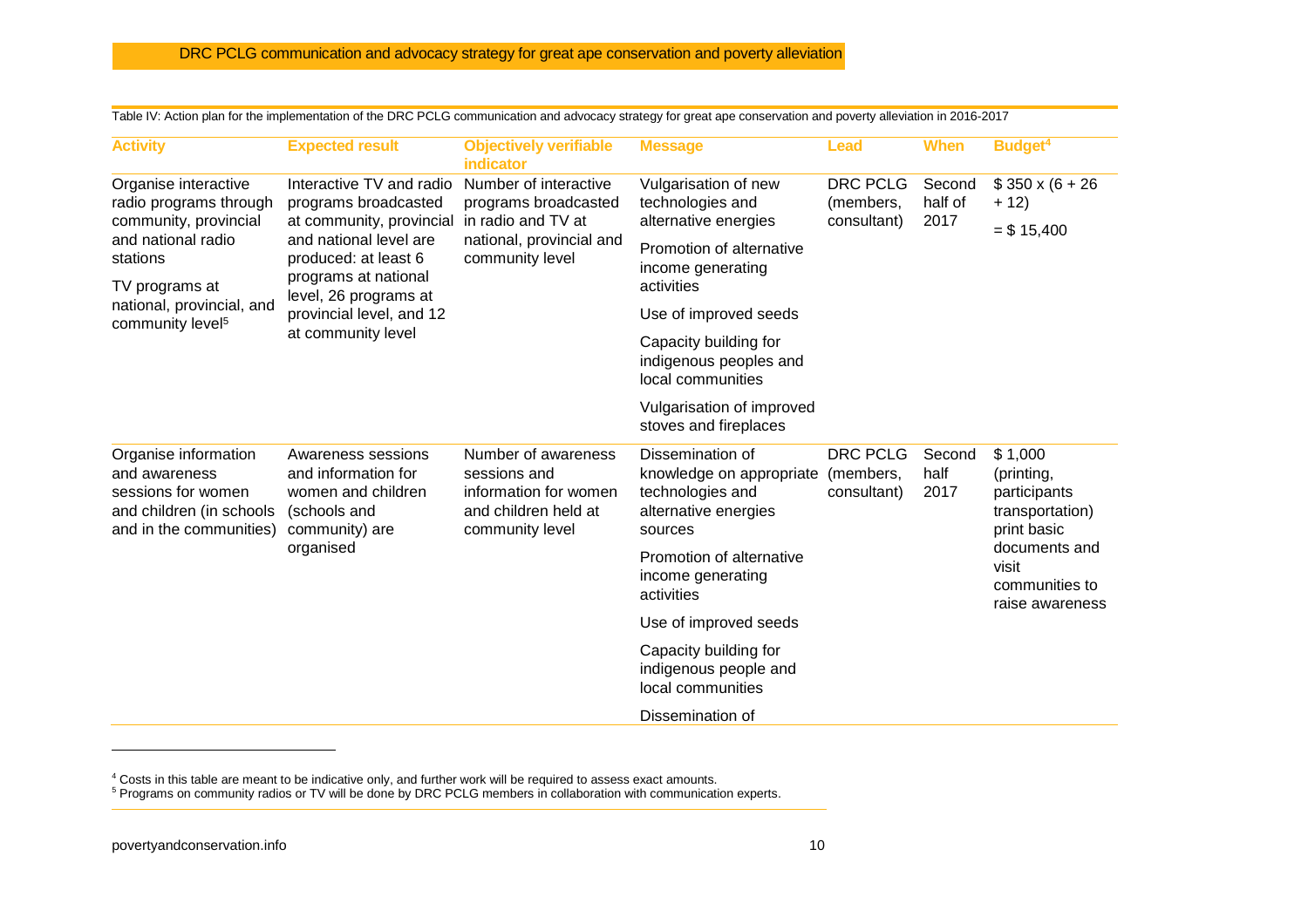Table IV: Action plan for the implementation of the DRC PCLG communication and advocacy strategy for great ape conservation and poverty alleviation in 2016-2017

| Activity | Expected result | Objectively verifiable indicator | Message | Lead | When | Budget[4] |
|---|---|---|---|---|---|---|
| Organise interactive radio programs through community, provincial and national radio stations<br><br>TV programs at national, provincial, and community level[5] | Interactive TV and radio programs broadcasted at community, provincial and national level are produced: at least 6 programs at national level, 26 programs at provincial level, and 12 at community level | Number of interactive programs broadcasted in radio and TV at national, provincial and community level | Vulgarisation of new technologies and alternative energies<br><br>Promotion of alternative income generating activities<br><br>Use of improved seeds<br><br>Capacity building for indigenous peoples and local communities<br><br>Vulgarisation of improved stoves and fireplaces | DRC PCLG (members, consultant) | Second half of 2017 | $ 350 x (6 + 26 + 12)<br><br>= $ 15,400 |
| Organise information and awareness sessions for women and children (in schools and in the communities) | Awareness sessions and information for women and children (schools and community) are organised | Number of awareness sessions and information for women and children held at community level | Dissemination of knowledge on appropriate technologies and alternative energies sources<br><br>Promotion of alternative income generating activities<br><br>Use of improved seeds<br><br>Capacity building for indigenous people and local communities<br><br>Dissemination of | DRC PCLG (members, consultant) | Second half 2017 | $ 1,000 (printing, participants transportation) print basic documents and visit communities to raise awareness |

[4] Costs in this table are meant to be indicative only, and further work will be required to assess exact amounts.
[5] Programs on community radios or TV will be done by DRC PCLG members in collaboration with communication experts.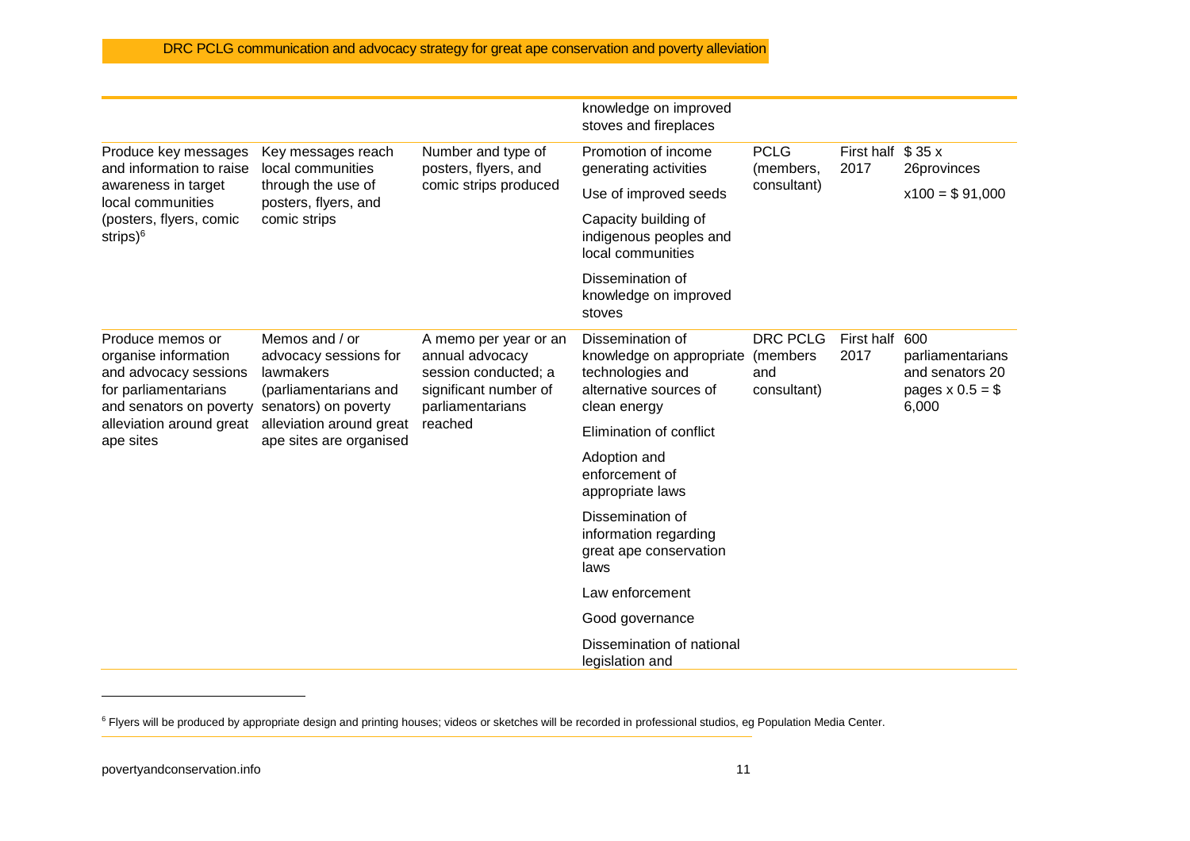| | | | | | | |
|---|---|---|---|---|---|---|
| | | | knowledge on improved stoves and fireplaces | | | |
| Produce key messages and information to raise awareness in target local communities (posters, flyers, comic strips)[6] | Key messages reach local communities through the use of posters, flyers, and comic strips | Number and type of posters, flyers, and comic strips produced | Promotion of income generating activities<br>Use of improved seeds<br>Capacity building of indigenous peoples and local communities<br>Dissemination of knowledge on improved stoves | PCLG (members, consultant) | First half 2017 | $ 35 x 26provinces x100 = $ 91,000 |
| Produce memos or organise information and advocacy sessions for parliamentarians and senators on poverty alleviation around great ape sites | Memos and / or advocacy sessions for lawmakers (parliamentarians and senators) on poverty alleviation around great ape sites are organised | A memo per year or an annual advocacy session conducted; a significant number of parliamentarians reached | Dissemination of knowledge on appropriate technologies and alternative sources of clean energy<br>Elimination of conflict<br>Adoption and enforcement of appropriate laws<br>Dissemination of information regarding great ape conservation laws<br>Law enforcement<br>Good governance<br>Dissemination of national legislation and | DRC PCLG (members and consultant) | First half 2017 | 600 parliamentarians and senators 20 pages x 0.5 = $ 6,000 |

[6] Flyers will be produced by appropriate design and printing houses; videos or sketches will be recorded in professional studios, eg Population Media Center.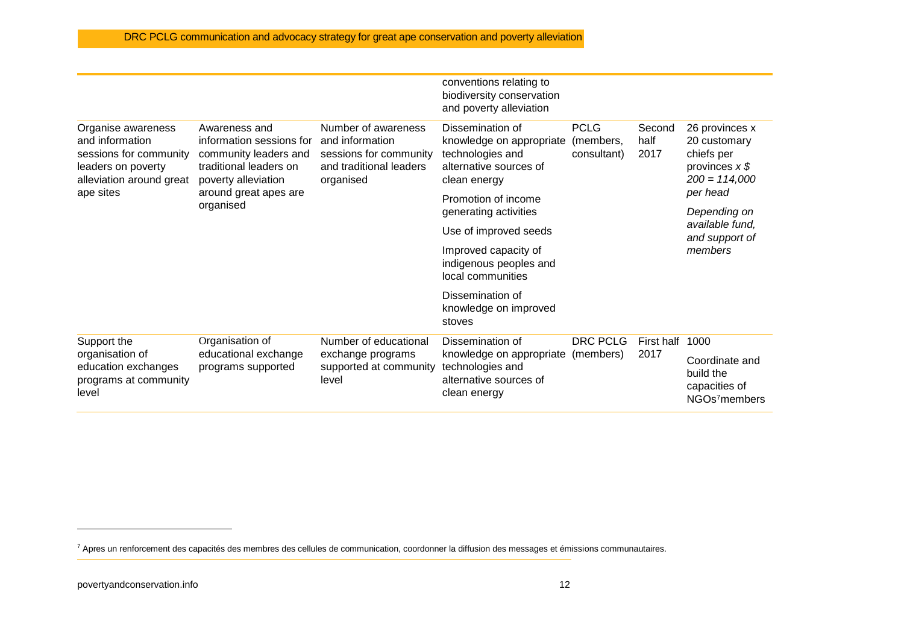| | | | | | | |
|---|---|---|---|---|---|---|
| | | | conventions relating to biodiversity conservation and poverty alleviation | | | |
| Organise awareness and information sessions for community leaders on poverty alleviation around great ape sites | Awareness and information sessions for community leaders and traditional leaders on poverty alleviation around great apes are organised | Number of awareness and information sessions for community and traditional leaders organised | Dissemination of knowledge on appropriate technologies and alternative sources of clean energy<br><br>Promotion of income generating activities<br><br>Use of improved seeds<br><br>Improved capacity of indigenous peoples and local communities<br><br>Dissemination of knowledge on improved stoves | PCLG (members, consultant) | Second half 2017 | 26 provinces x 20 customary chiefs per provinces *x $ 200 = 114,000 per head*<br><br>*Depending on available fund, and support of members* |
| Support the organisation of education exchanges programs at community level | Organisation of educational exchange programs supported | Number of educational exchange programs supported at community level | Dissemination of knowledge on appropriate technologies and alternative sources of clean energy | DRC PCLG (members) | First half 2017 | 1000<br><br>Coordinate and build the capacities of NGOs[7]members |

[7] Apres un renforcement des capacités des membres des cellules de communication, coordonner la diffusion des messages et émissions communautaires.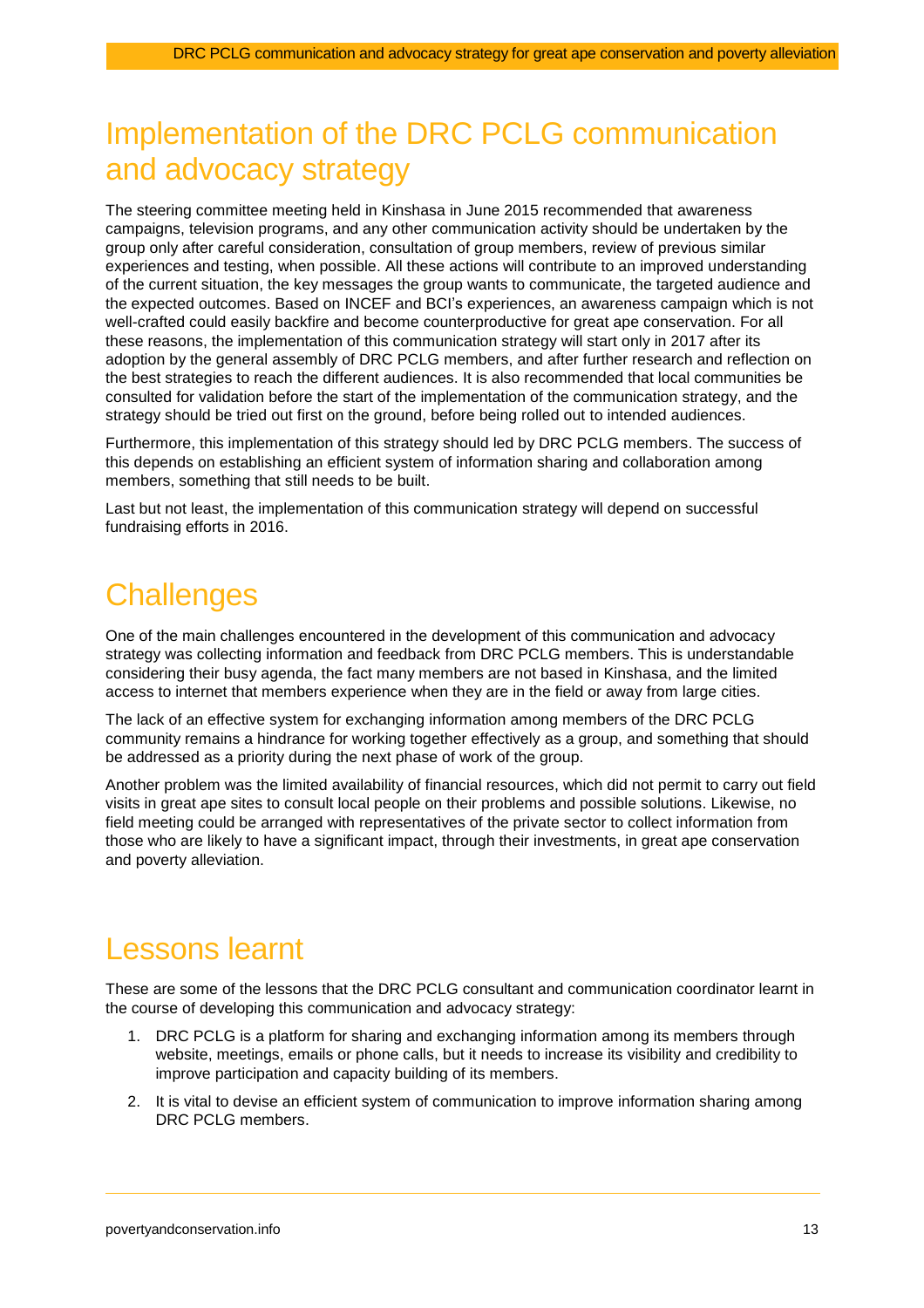# Implementation of the DRC PCLG communication and advocacy strategy

The steering committee meeting held in Kinshasa in June 2015 recommended that awareness campaigns, television programs, and any other communication activity should be undertaken by the group only after careful consideration, consultation of group members, review of previous similar experiences and testing, when possible. All these actions will contribute to an improved understanding of the current situation, the key messages the group wants to communicate, the targeted audience and the expected outcomes. Based on INCEF and BCI's experiences, an awareness campaign which is not well-crafted could easily backfire and become counterproductive for great ape conservation. For all these reasons, the implementation of this communication strategy will start only in 2017 after its adoption by the general assembly of DRC PCLG members, and after further research and reflection on the best strategies to reach the different audiences. It is also recommended that local communities be consulted for validation before the start of the implementation of the communication strategy, and the strategy should be tried out first on the ground, before being rolled out to intended audiences.

Furthermore, this implementation of this strategy should led by DRC PCLG members. The success of this depends on establishing an efficient system of information sharing and collaboration among members, something that still needs to be built.

Last but not least, the implementation of this communication strategy will depend on successful fundraising efforts in 2016.

# Challenges

One of the main challenges encountered in the development of this communication and advocacy strategy was collecting information and feedback from DRC PCLG members. This is understandable considering their busy agenda, the fact many members are not based in Kinshasa, and the limited access to internet that members experience when they are in the field or away from large cities.

The lack of an effective system for exchanging information among members of the DRC PCLG community remains a hindrance for working together effectively as a group, and something that should be addressed as a priority during the next phase of work of the group.

Another problem was the limited availability of financial resources, which did not permit to carry out field visits in great ape sites to consult local people on their problems and possible solutions. Likewise, no field meeting could be arranged with representatives of the private sector to collect information from those who are likely to have a significant impact, through their investments, in great ape conservation and poverty alleviation.

# Lessons learnt

These are some of the lessons that the DRC PCLG consultant and communication coordinator learnt in the course of developing this communication and advocacy strategy:

1. DRC PCLG is a platform for sharing and exchanging information among its members through website, meetings, emails or phone calls, but it needs to increase its visibility and credibility to improve participation and capacity building of its members.
2. It is vital to devise an efficient system of communication to improve information sharing among DRC PCLG members.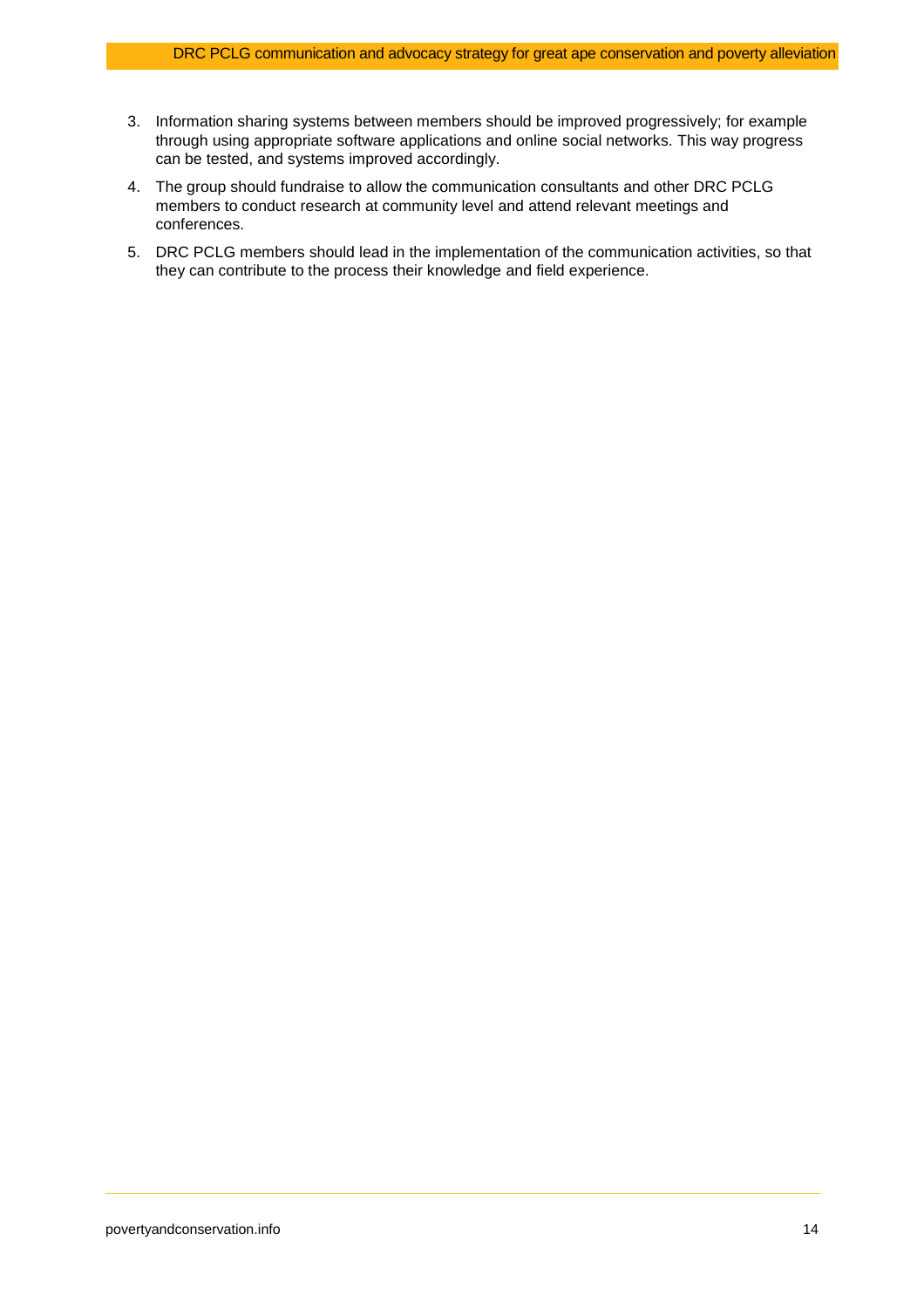3. Information sharing systems between members should be improved progressively; for example through using appropriate software applications and online social networks. This way progress can be tested, and systems improved accordingly.
4. The group should fundraise to allow the communication consultants and other DRC PCLG members to conduct research at community level and attend relevant meetings and conferences.
5. DRC PCLG members should lead in the implementation of the communication activities, so that they can contribute to the process their knowledge and field experience.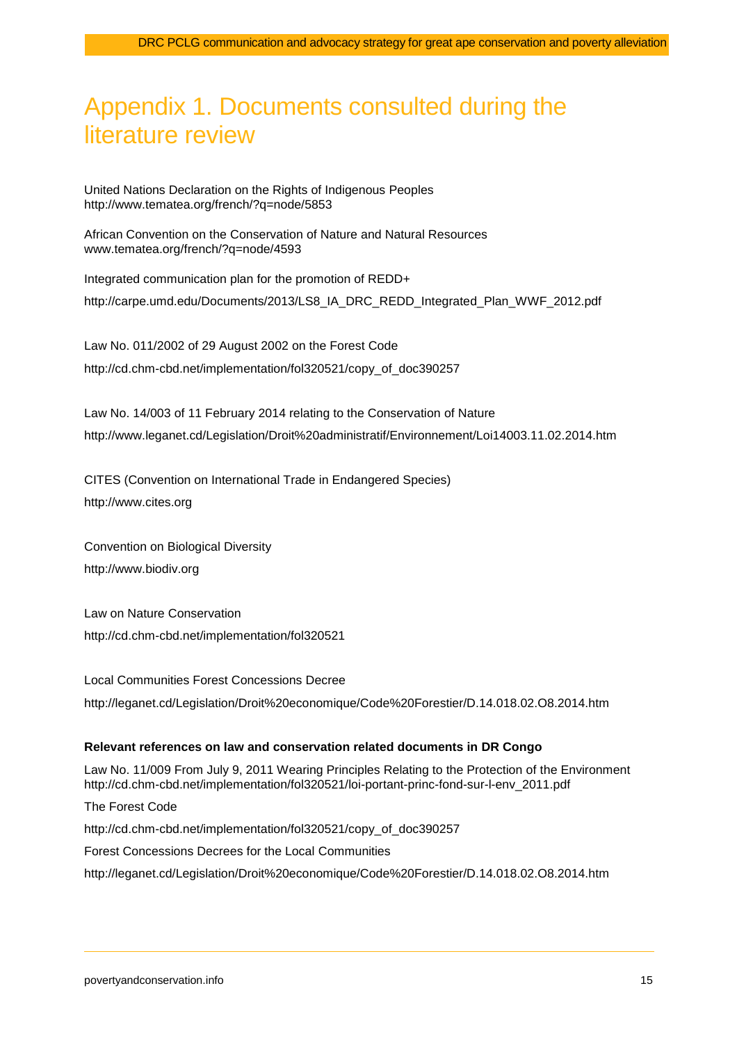# Appendix 1. Documents consulted during the literature review

United Nations Declaration on the Rights of Indigenous Peoples
http://www.tematea.org/french/?q=node/5853

African Convention on the Conservation of Nature and Natural Resources
www.tematea.org/french/?q=node/4593

Integrated communication plan for the promotion of REDD+

http://carpe.umd.edu/Documents/2013/LS8_IA_DRC_REDD_Integrated_Plan_WWF_2012.pdf

Law No. 011/2002 of 29 August 2002 on the Forest Code

http://cd.chm-cbd.net/implementation/fol320521/copy_of_doc390257

Law No. 14/003 of 11 February 2014 relating to the Conservation of Nature

http://www.leganet.cd/Legislation/Droit%20administratif/Environnement/Loi14003.11.02.2014.htm

CITES (Convention on International Trade in Endangered Species)

http://www.cites.org

Convention on Biological Diversity

http://www.biodiv.org

Law on Nature Conservation

http://cd.chm-cbd.net/implementation/fol320521

Local Communities Forest Concessions Decree

http://leganet.cd/Legislation/Droit%20economique/Code%20Forestier/D.14.018.02.O8.2014.htm

**Relevant references on law and conservation related documents in DR Congo**

Law No. 11/009 From July 9, 2011 Wearing Principles Relating to the Protection of the Environment
http://cd.chm-cbd.net/implementation/fol320521/loi-portant-princ-fond-sur-l-env_2011.pdf

The Forest Code

http://cd.chm-cbd.net/implementation/fol320521/copy_of_doc390257

Forest Concessions Decrees for the Local Communities

http://leganet.cd/Legislation/Droit%20economique/Code%20Forestier/D.14.018.02.O8.2014.htm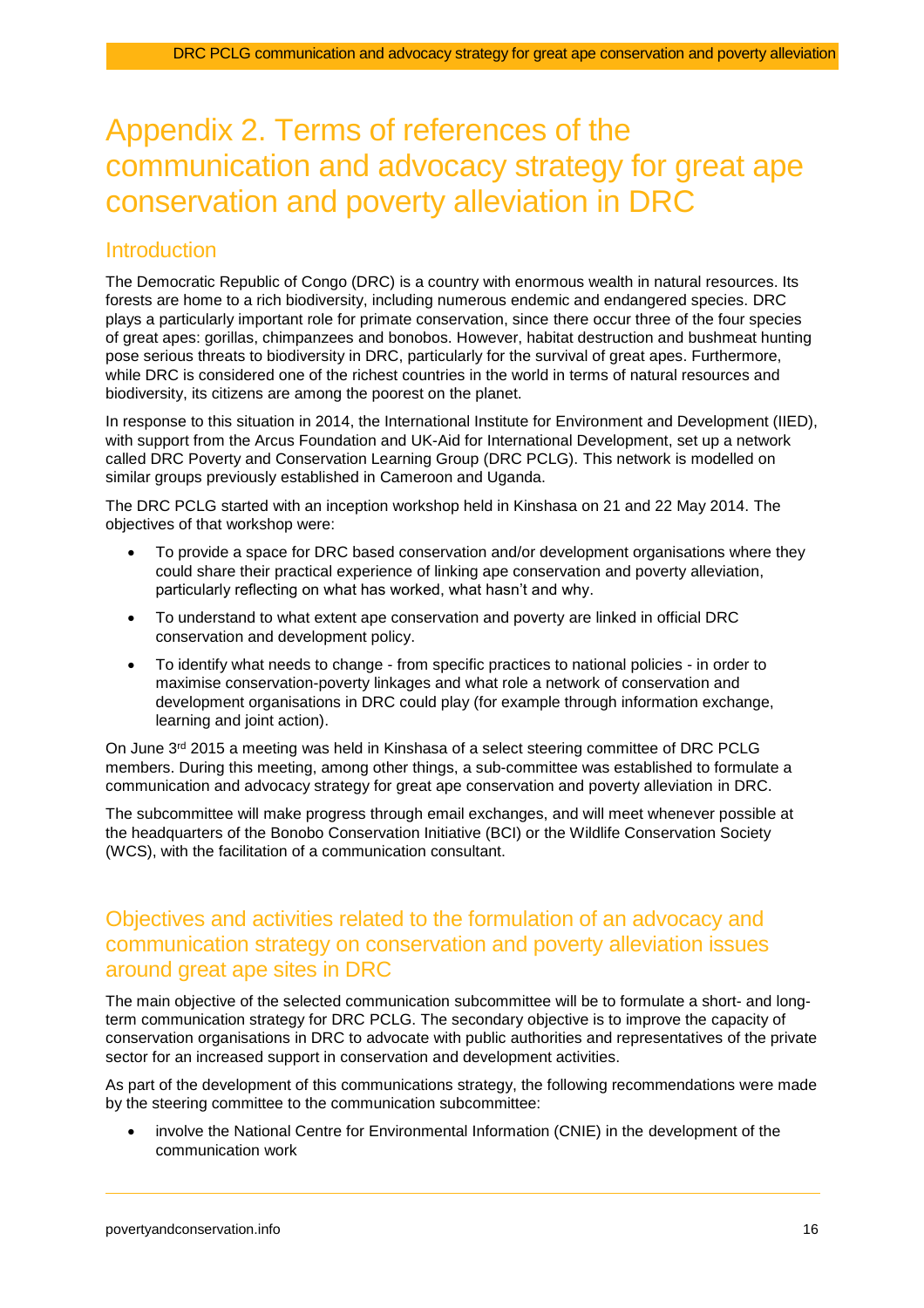# Appendix 2. Terms of references of the communication and advocacy strategy for great ape conservation and poverty alleviation in DRC

## Introduction

The Democratic Republic of Congo (DRC) is a country with enormous wealth in natural resources. Its forests are home to a rich biodiversity, including numerous endemic and endangered species. DRC plays a particularly important role for primate conservation, since there occur three of the four species of great apes: gorillas, chimpanzees and bonobos. However, habitat destruction and bushmeat hunting pose serious threats to biodiversity in DRC, particularly for the survival of great apes. Furthermore, while DRC is considered one of the richest countries in the world in terms of natural resources and biodiversity, its citizens are among the poorest on the planet.

In response to this situation in 2014, the International Institute for Environment and Development (IIED), with support from the Arcus Foundation and UK-Aid for International Development, set up a network called DRC Poverty and Conservation Learning Group (DRC PCLG). This network is modelled on similar groups previously established in Cameroon and Uganda.

The DRC PCLG started with an inception workshop held in Kinshasa on 21 and 22 May 2014. The objectives of that workshop were:

- To provide a space for DRC based conservation and/or development organisations where they could share their practical experience of linking ape conservation and poverty alleviation, particularly reflecting on what has worked, what hasn't and why.
- To understand to what extent ape conservation and poverty are linked in official DRC conservation and development policy.
- To identify what needs to change - from specific practices to national policies - in order to maximise conservation-poverty linkages and what role a network of conservation and development organisations in DRC could play (for example through information exchange, learning and joint action).

On June 3rd 2015 a meeting was held in Kinshasa of a select steering committee of DRC PCLG members. During this meeting, among other things, a sub-committee was established to formulate a communication and advocacy strategy for great ape conservation and poverty alleviation in DRC.

The subcommittee will make progress through email exchanges, and will meet whenever possible at the headquarters of the Bonobo Conservation Initiative (BCI) or the Wildlife Conservation Society (WCS), with the facilitation of a communication consultant.

## Objectives and activities related to the formulation of an advocacy and communication strategy on conservation and poverty alleviation issues around great ape sites in DRC

The main objective of the selected communication subcommittee will be to formulate a short- and long-term communication strategy for DRC PCLG. The secondary objective is to improve the capacity of conservation organisations in DRC to advocate with public authorities and representatives of the private sector for an increased support in conservation and development activities.

As part of the development of this communications strategy, the following recommendations were made by the steering committee to the communication subcommittee:

- involve the National Centre for Environmental Information (CNIE) in the development of the communication work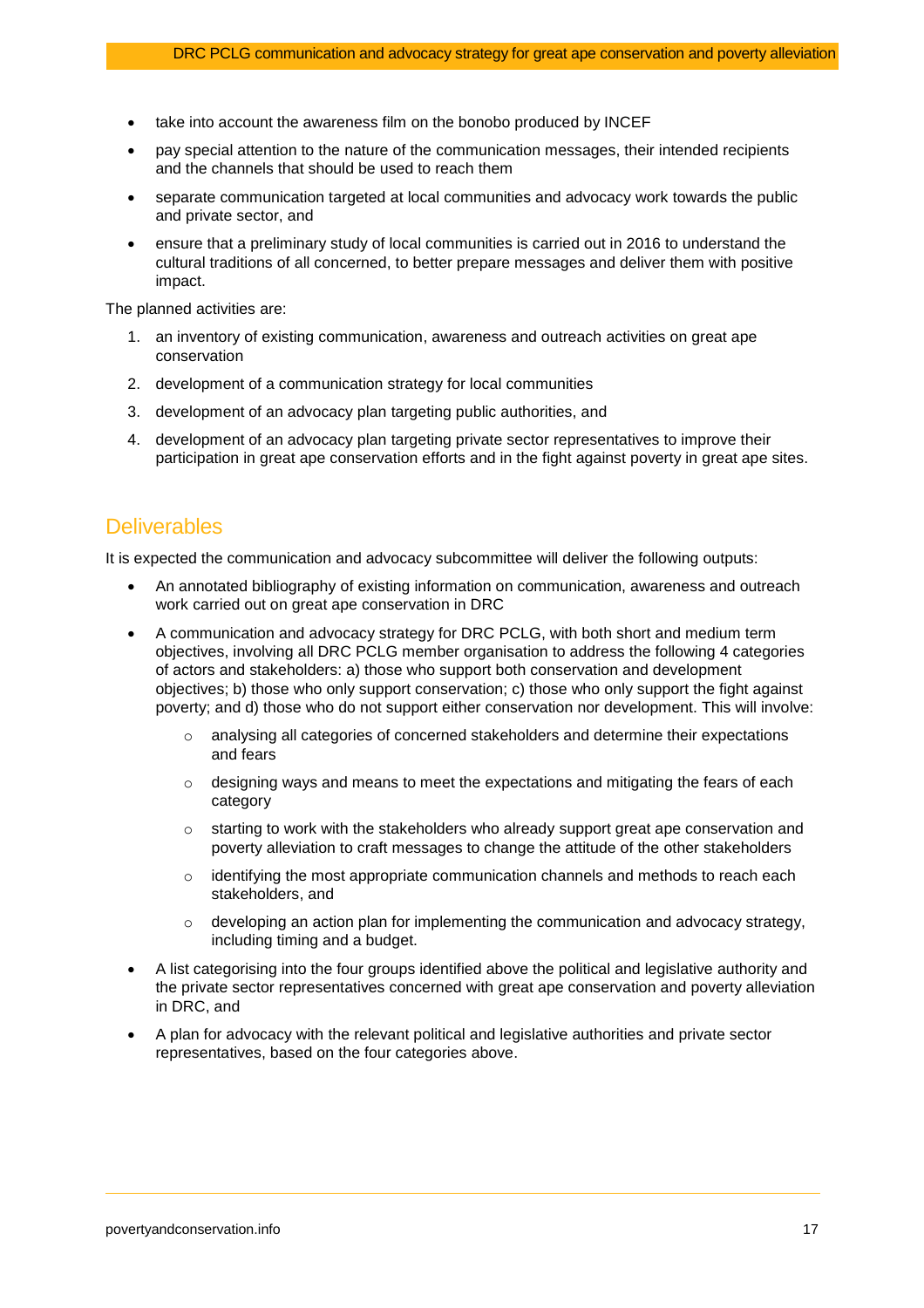- take into account the awareness film on the bonobo produced by INCEF
- pay special attention to the nature of the communication messages, their intended recipients and the channels that should be used to reach them
- separate communication targeted at local communities and advocacy work towards the public and private sector, and
- ensure that a preliminary study of local communities is carried out in 2016 to understand the cultural traditions of all concerned, to better prepare messages and deliver them with positive impact.

The planned activities are:

1. an inventory of existing communication, awareness and outreach activities on great ape conservation
2. development of a communication strategy for local communities
3. development of an advocacy plan targeting public authorities, and
4. development of an advocacy plan targeting private sector representatives to improve their participation in great ape conservation efforts and in the fight against poverty in great ape sites.

## Deliverables

It is expected the communication and advocacy subcommittee will deliver the following outputs:

- An annotated bibliography of existing information on communication, awareness and outreach work carried out on great ape conservation in DRC
- A communication and advocacy strategy for DRC PCLG, with both short and medium term objectives, involving all DRC PCLG member organisation to address the following 4 categories of actors and stakeholders: a) those who support both conservation and development objectives; b) those who only support conservation; c) those who only support the fight against poverty; and d) those who do not support either conservation nor development. This will involve:
  - analysing all categories of concerned stakeholders and determine their expectations and fears
  - designing ways and means to meet the expectations and mitigating the fears of each category
  - starting to work with the stakeholders who already support great ape conservation and poverty alleviation to craft messages to change the attitude of the other stakeholders
  - identifying the most appropriate communication channels and methods to reach each stakeholders, and
  - developing an action plan for implementing the communication and advocacy strategy, including timing and a budget.
- A list categorising into the four groups identified above the political and legislative authority and the private sector representatives concerned with great ape conservation and poverty alleviation in DRC, and
- A plan for advocacy with the relevant political and legislative authorities and private sector representatives, based on the four categories above.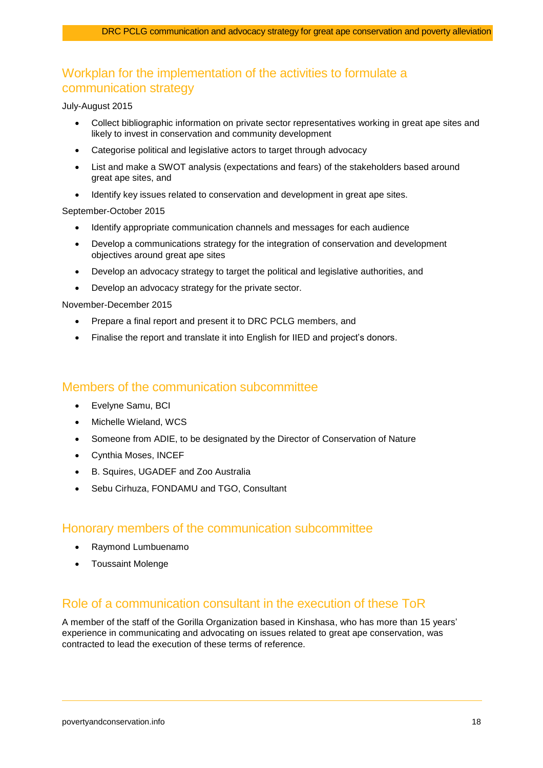## Workplan for the implementation of the activities to formulate a communication strategy

July-August 2015

- Collect bibliographic information on private sector representatives working in great ape sites and likely to invest in conservation and community development
- Categorise political and legislative actors to target through advocacy
- List and make a SWOT analysis (expectations and fears) of the stakeholders based around great ape sites, and
- Identify key issues related to conservation and development in great ape sites.

September-October 2015

- Identify appropriate communication channels and messages for each audience
- Develop a communications strategy for the integration of conservation and development objectives around great ape sites
- Develop an advocacy strategy to target the political and legislative authorities, and
- Develop an advocacy strategy for the private sector.

November-December 2015

- Prepare a final report and present it to DRC PCLG members, and
- Finalise the report and translate it into English for IIED and project's donors.

## Members of the communication subcommittee

- Evelyne Samu, BCI
- Michelle Wieland, WCS
- Someone from ADIE, to be designated by the Director of Conservation of Nature
- Cynthia Moses, INCEF
- B. Squires, UGADEF and Zoo Australia
- Sebu Cirhuza, FONDAMU and TGO, Consultant

## Honorary members of the communication subcommittee

- Raymond Lumbuenamo
- Toussaint Molenge

## Role of a communication consultant in the execution of these ToR

A member of the staff of the Gorilla Organization based in Kinshasa, who has more than 15 years' experience in communicating and advocating on issues related to great ape conservation, was contracted to lead the execution of these terms of reference.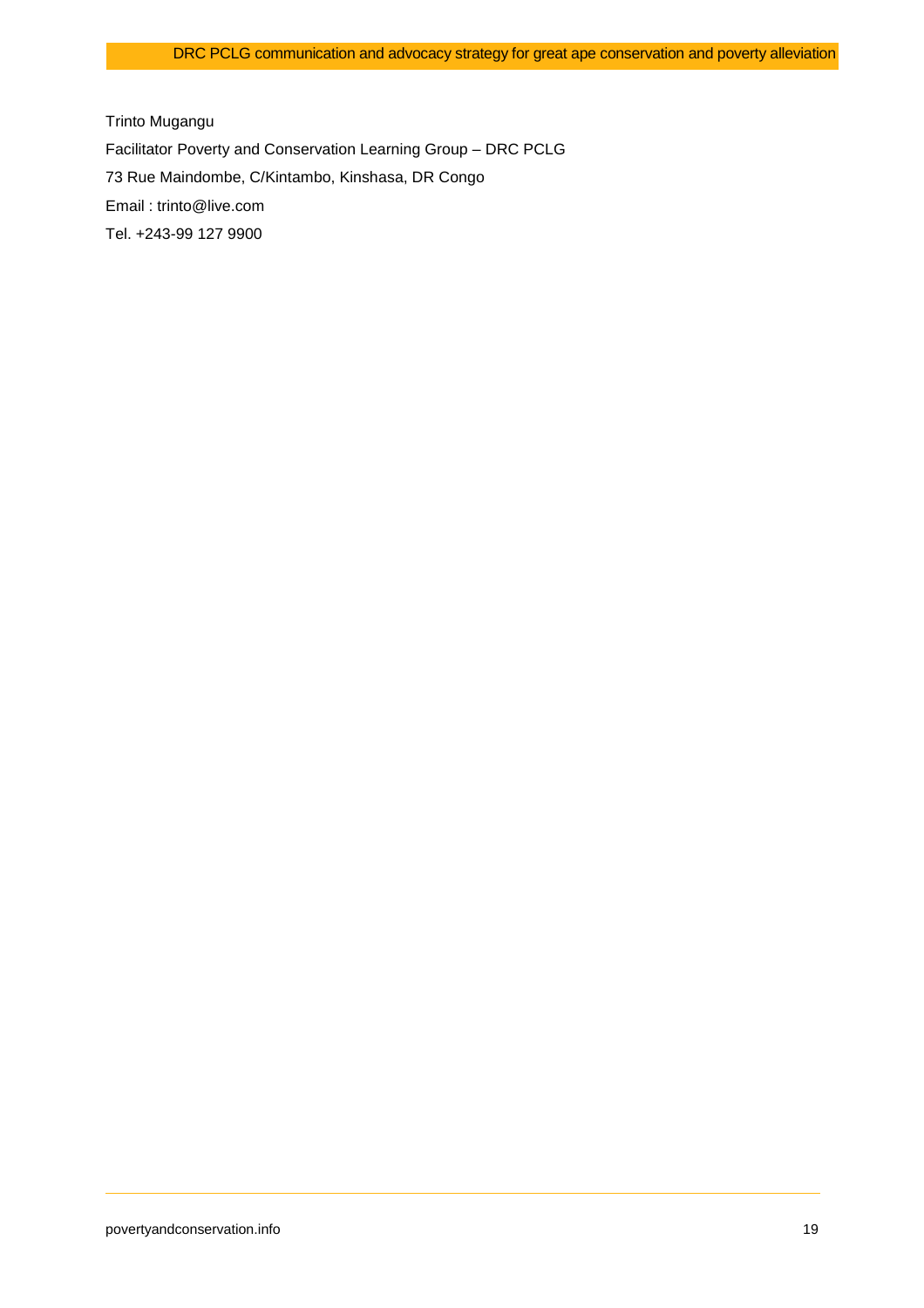Trinto Mugangu

Facilitator Poverty and Conservation Learning Group – DRC PCLG

73 Rue Maindombe, C/Kintambo, Kinshasa, DR Congo

Email : trinto@live.com

Tel. +243-99 127 9900